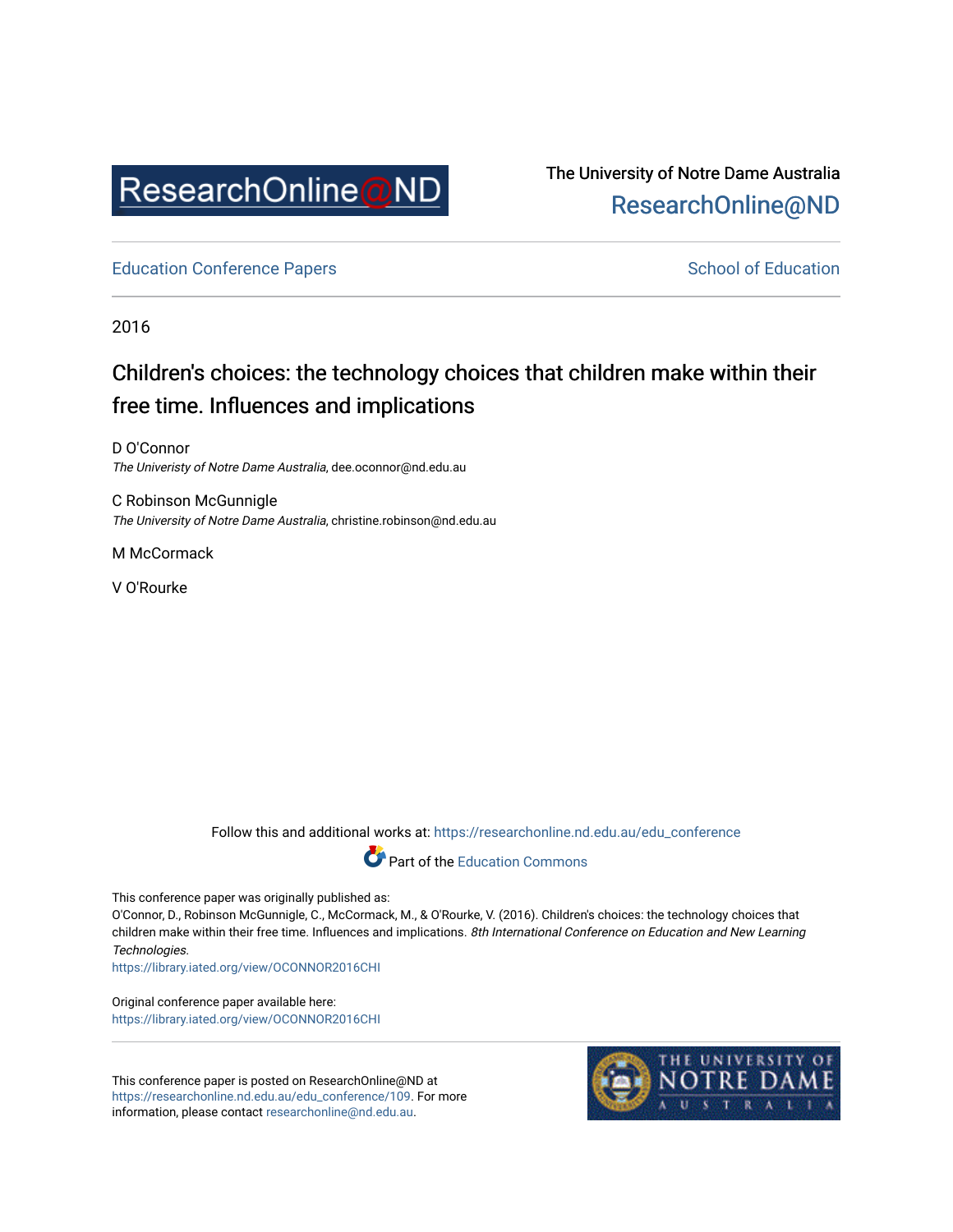ResearchOnline@ND

The University of Notre Dame Australia
ResearchOnline@ND

Education Conference Papers | School of Education

2016

# Children's choices: the technology choices that children make within their free time. Influences and implications

D O'Connor
*The Univeristy of Notre Dame Australia*, dee.oconnor@nd.edu.au

C Robinson McGunnigle
*The University of Notre Dame Australia*, christine.robinson@nd.edu.au

M McCormack

V O'Rourke

Follow this and additional works at: https://researchonline.nd.edu.au/edu_conference

Part of the Education Commons

This conference paper was originally published as:
O'Connor, D., Robinson McGunnigle, C., McCormack, M., & O'Rourke, V. (2016). Children's choices: the technology choices that children make within their free time. Influences and implications. *8th International Conference on Education and New Learning Technologies*.
https://library.iated.org/view/OCONNOR2016CHI

Original conference paper available here:
https://library.iated.org/view/OCONNOR2016CHI

This conference paper is posted on ResearchOnline@ND at https://researchonline.nd.edu.au/edu_conference/109. For more information, please contact researchonline@nd.edu.au.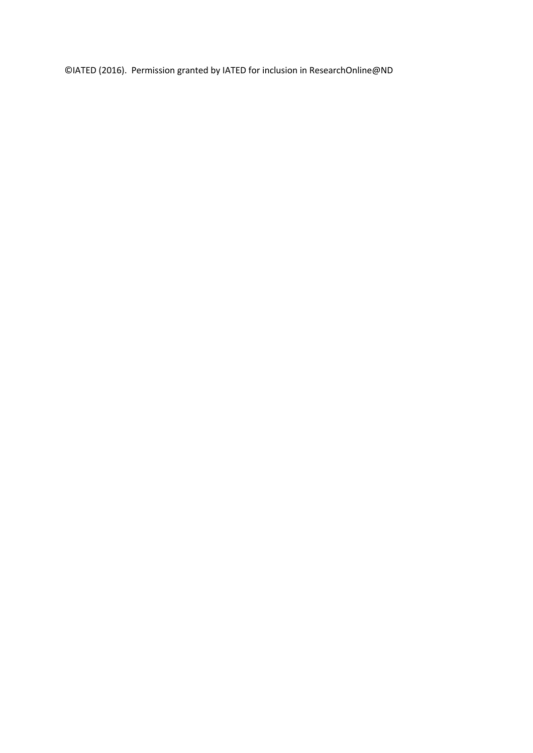©IATED (2016). Permission granted by IATED for inclusion in ResearchOnline@ND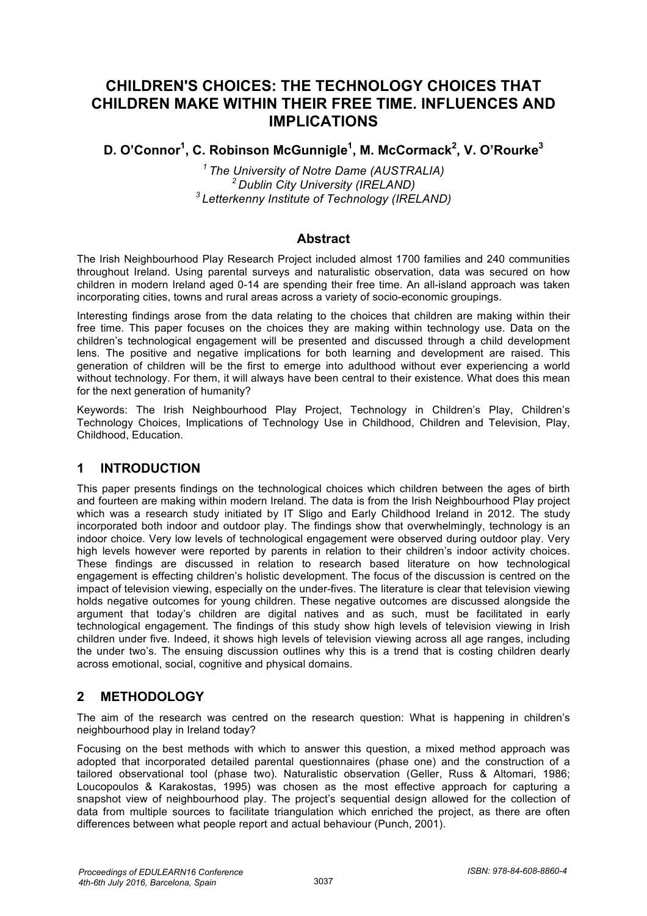# CHILDREN'S CHOICES: THE TECHNOLOGY CHOICES THAT CHILDREN MAKE WITHIN THEIR FREE TIME. INFLUENCES AND IMPLICATIONS

**D. O'Connor[1], C. Robinson McGunnigle[1], M. McCormack[2], V. O'Rourke[3]**

*[1] The University of Notre Dame (AUSTRALIA)*
*[2] Dublin City University (IRELAND)*
*[3] Letterkenny Institute of Technology (IRELAND)*

## Abstract

The Irish Neighbourhood Play Research Project included almost 1700 families and 240 communities throughout Ireland. Using parental surveys and naturalistic observation, data was secured on how children in modern Ireland aged 0-14 are spending their free time. An all-island approach was taken incorporating cities, towns and rural areas across a variety of socio-economic groupings.

Interesting findings arose from the data relating to the choices that children are making within their free time. This paper focuses on the choices they are making within technology use. Data on the children's technological engagement will be presented and discussed through a child development lens. The positive and negative implications for both learning and development are raised. This generation of children will be the first to emerge into adulthood without ever experiencing a world without technology. For them, it will always have been central to their existence. What does this mean for the next generation of humanity?

Keywords: The Irish Neighbourhood Play Project, Technology in Children's Play, Children's Technology Choices, Implications of Technology Use in Childhood, Children and Television, Play, Childhood, Education.

## 1 INTRODUCTION

This paper presents findings on the technological choices which children between the ages of birth and fourteen are making within modern Ireland. The data is from the Irish Neighbourhood Play project which was a research study initiated by IT Sligo and Early Childhood Ireland in 2012. The study incorporated both indoor and outdoor play. The findings show that overwhelmingly, technology is an indoor choice. Very low levels of technological engagement were observed during outdoor play. Very high levels however were reported by parents in relation to their children's indoor activity choices. These findings are discussed in relation to research based literature on how technological engagement is effecting children's holistic development. The focus of the discussion is centred on the impact of television viewing, especially on the under-fives. The literature is clear that television viewing holds negative outcomes for young children. These negative outcomes are discussed alongside the argument that today's children are digital natives and as such, must be facilitated in early technological engagement. The findings of this study show high levels of television viewing in Irish children under five. Indeed, it shows high levels of television viewing across all age ranges, including the under two's. The ensuing discussion outlines why this is a trend that is costing children dearly across emotional, social, cognitive and physical domains.

## 2 METHODOLOGY

The aim of the research was centred on the research question: What is happening in children's neighbourhood play in Ireland today?

Focusing on the best methods with which to answer this question, a mixed method approach was adopted that incorporated detailed parental questionnaires (phase one) and the construction of a tailored observational tool (phase two). Naturalistic observation (Geller, Russ & Altomari, 1986; Loucopoulos & Karakostas, 1995) was chosen as the most effective approach for capturing a snapshot view of neighbourhood play. The project's sequential design allowed for the collection of data from multiple sources to facilitate triangulation which enriched the project, as there are often differences between what people report and actual behaviour (Punch, 2001).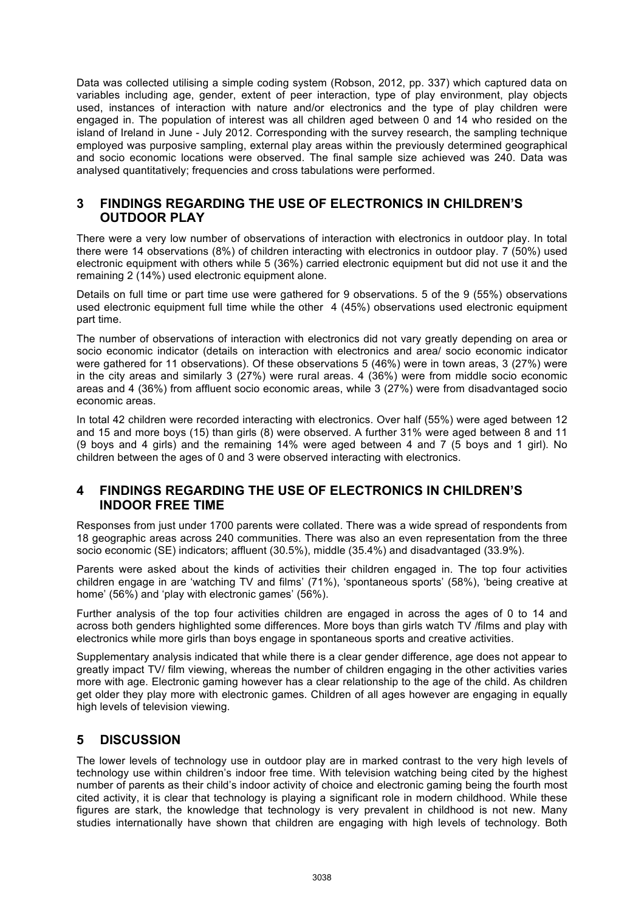Data was collected utilising a simple coding system (Robson, 2012, pp. 337) which captured data on variables including age, gender, extent of peer interaction, type of play environment, play objects used, instances of interaction with nature and/or electronics and the type of play children were engaged in. The population of interest was all children aged between 0 and 14 who resided on the island of Ireland in June - July 2012. Corresponding with the survey research, the sampling technique employed was purposive sampling, external play areas within the previously determined geographical and socio economic locations were observed. The final sample size achieved was 240. Data was analysed quantitatively; frequencies and cross tabulations were performed.

## 3 FINDINGS REGARDING THE USE OF ELECTRONICS IN CHILDREN'S OUTDOOR PLAY

There were a very low number of observations of interaction with electronics in outdoor play. In total there were 14 observations (8%) of children interacting with electronics in outdoor play. 7 (50%) used electronic equipment with others while 5 (36%) carried electronic equipment but did not use it and the remaining 2 (14%) used electronic equipment alone.

Details on full time or part time use were gathered for 9 observations. 5 of the 9 (55%) observations used electronic equipment full time while the other 4 (45%) observations used electronic equipment part time.

The number of observations of interaction with electronics did not vary greatly depending on area or socio economic indicator (details on interaction with electronics and area/ socio economic indicator were gathered for 11 observations). Of these observations 5 (46%) were in town areas, 3 (27%) were in the city areas and similarly 3 (27%) were rural areas. 4 (36%) were from middle socio economic areas and 4 (36%) from affluent socio economic areas, while 3 (27%) were from disadvantaged socio economic areas.

In total 42 children were recorded interacting with electronics. Over half (55%) were aged between 12 and 15 and more boys (15) than girls (8) were observed. A further 31% were aged between 8 and 11 (9 boys and 4 girls) and the remaining 14% were aged between 4 and 7 (5 boys and 1 girl). No children between the ages of 0 and 3 were observed interacting with electronics.

## 4 FINDINGS REGARDING THE USE OF ELECTRONICS IN CHILDREN'S INDOOR FREE TIME

Responses from just under 1700 parents were collated. There was a wide spread of respondents from 18 geographic areas across 240 communities. There was also an even representation from the three socio economic (SE) indicators; affluent (30.5%), middle (35.4%) and disadvantaged (33.9%).

Parents were asked about the kinds of activities their children engaged in. The top four activities children engage in are 'watching TV and films' (71%), 'spontaneous sports' (58%), 'being creative at home' (56%) and 'play with electronic games' (56%).

Further analysis of the top four activities children are engaged in across the ages of 0 to 14 and across both genders highlighted some differences. More boys than girls watch TV /films and play with electronics while more girls than boys engage in spontaneous sports and creative activities.

Supplementary analysis indicated that while there is a clear gender difference, age does not appear to greatly impact TV/ film viewing, whereas the number of children engaging in the other activities varies more with age. Electronic gaming however has a clear relationship to the age of the child. As children get older they play more with electronic games. Children of all ages however are engaging in equally high levels of television viewing.

## 5 DISCUSSION

The lower levels of technology use in outdoor play are in marked contrast to the very high levels of technology use within children's indoor free time. With television watching being cited by the highest number of parents as their child's indoor activity of choice and electronic gaming being the fourth most cited activity, it is clear that technology is playing a significant role in modern childhood. While these figures are stark, the knowledge that technology is very prevalent in childhood is not new. Many studies internationally have shown that children are engaging with high levels of technology. Both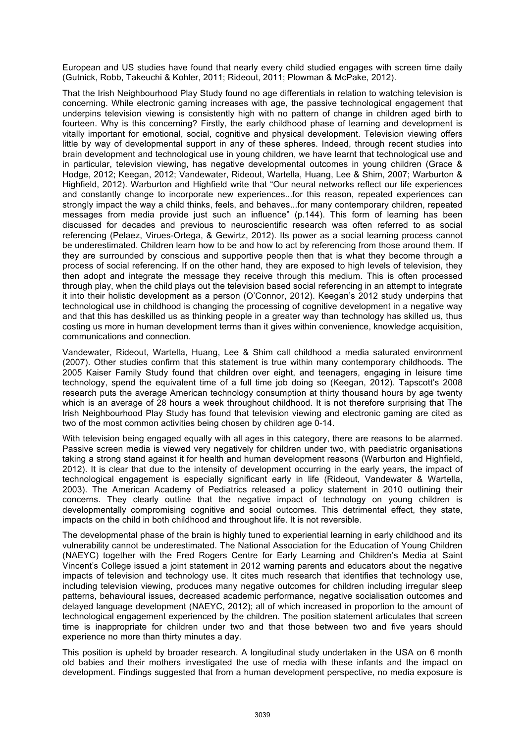European and US studies have found that nearly every child studied engages with screen time daily (Gutnick, Robb, Takeuchi & Kohler, 2011; Rideout, 2011; Plowman & McPake, 2012).

That the Irish Neighbourhood Play Study found no age differentials in relation to watching television is concerning. While electronic gaming increases with age, the passive technological engagement that underpins television viewing is consistently high with no pattern of change in children aged birth to fourteen. Why is this concerning? Firstly, the early childhood phase of learning and development is vitally important for emotional, social, cognitive and physical development. Television viewing offers little by way of developmental support in any of these spheres. Indeed, through recent studies into brain development and technological use in young children, we have learnt that technological use and in particular, television viewing, has negative developmental outcomes in young children (Grace & Hodge, 2012; Keegan, 2012; Vandewater, Rideout, Wartella, Huang, Lee & Shim, 2007; Warburton & Highfield, 2012). Warburton and Highfield write that "Our neural networks reflect our life experiences and constantly change to incorporate new experiences...for this reason, repeated experiences can strongly impact the way a child thinks, feels, and behaves...for many contemporary children, repeated messages from media provide just such an influence" (p.144). This form of learning has been discussed for decades and previous to neuroscientific research was often referred to as social referencing (Pelaez, Virues-Ortega, & Gewirtz, 2012). Its power as a social learning process cannot be underestimated. Children learn how to be and how to act by referencing from those around them. If they are surrounded by conscious and supportive people then that is what they become through a process of social referencing. If on the other hand, they are exposed to high levels of television, they then adopt and integrate the message they receive through this medium. This is often processed through play, when the child plays out the television based social referencing in an attempt to integrate it into their holistic development as a person (O'Connor, 2012). Keegan's 2012 study underpins that technological use in childhood is changing the processing of cognitive development in a negative way and that this has deskilled us as thinking people in a greater way than technology has skilled us, thus costing us more in human development terms than it gives within convenience, knowledge acquisition, communications and connection.

Vandewater, Rideout, Wartella, Huang, Lee & Shim call childhood a media saturated environment (2007). Other studies confirm that this statement is true within many contemporary childhoods. The 2005 Kaiser Family Study found that children over eight, and teenagers, engaging in leisure time technology, spend the equivalent time of a full time job doing so (Keegan, 2012). Tapscott's 2008 research puts the average American technology consumption at thirty thousand hours by age twenty which is an average of 28 hours a week throughout childhood. It is not therefore surprising that The Irish Neighbourhood Play Study has found that television viewing and electronic gaming are cited as two of the most common activities being chosen by children age 0-14.

With television being engaged equally with all ages in this category, there are reasons to be alarmed. Passive screen media is viewed very negatively for children under two, with paediatric organisations taking a strong stand against it for health and human development reasons (Warburton and Highfield, 2012). It is clear that due to the intensity of development occurring in the early years, the impact of technological engagement is especially significant early in life (Rideout, Vandewater & Wartella, 2003). The American Academy of Pediatrics released a policy statement in 2010 outlining their concerns. They clearly outline that the negative impact of technology on young children is developmentally compromising cognitive and social outcomes. This detrimental effect, they state, impacts on the child in both childhood and throughout life. It is not reversible.

The developmental phase of the brain is highly tuned to experiential learning in early childhood and its vulnerability cannot be underestimated. The National Association for the Education of Young Children (NAEYC) together with the Fred Rogers Centre for Early Learning and Children's Media at Saint Vincent's College issued a joint statement in 2012 warning parents and educators about the negative impacts of television and technology use. It cites much research that identifies that technology use, including television viewing, produces many negative outcomes for children including irregular sleep patterns, behavioural issues, decreased academic performance, negative socialisation outcomes and delayed language development (NAEYC, 2012); all of which increased in proportion to the amount of technological engagement experienced by the children. The position statement articulates that screen time is inappropriate for children under two and that those between two and five years should experience no more than thirty minutes a day.

This position is upheld by broader research. A longitudinal study undertaken in the USA on 6 month old babies and their mothers investigated the use of media with these infants and the impact on development. Findings suggested that from a human development perspective, no media exposure is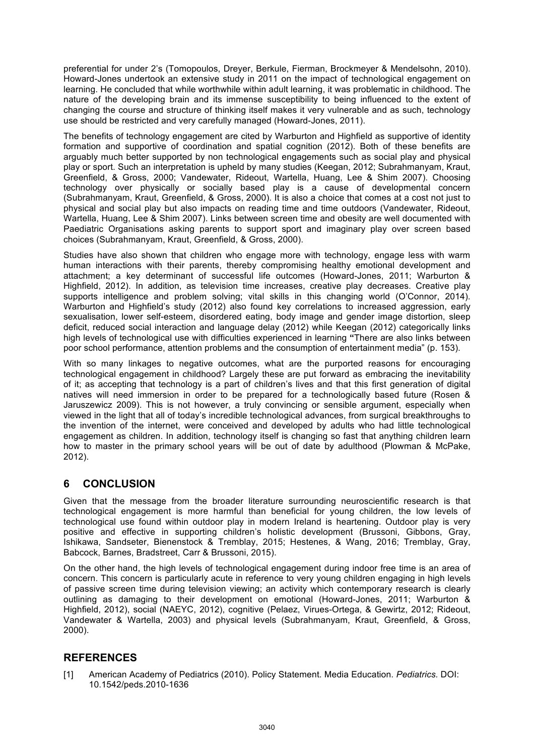preferential for under 2's (Tomopoulos, Dreyer, Berkule, Fierman, Brockmeyer & Mendelsohn, 2010). Howard-Jones undertook an extensive study in 2011 on the impact of technological engagement on learning. He concluded that while worthwhile within adult learning, it was problematic in childhood. The nature of the developing brain and its immense susceptibility to being influenced to the extent of changing the course and structure of thinking itself makes it very vulnerable and as such, technology use should be restricted and very carefully managed (Howard-Jones, 2011).

The benefits of technology engagement are cited by Warburton and Highfield as supportive of identity formation and supportive of coordination and spatial cognition (2012). Both of these benefits are arguably much better supported by non technological engagements such as social play and physical play or sport. Such an interpretation is upheld by many studies (Keegan, 2012; Subrahmanyam, Kraut, Greenfield, & Gross, 2000; Vandewater, Rideout, Wartella, Huang, Lee & Shim 2007). Choosing technology over physically or socially based play is a cause of developmental concern (Subrahmanyam, Kraut, Greenfield, & Gross, 2000). It is also a choice that comes at a cost not just to physical and social play but also impacts on reading time and time outdoors (Vandewater, Rideout, Wartella, Huang, Lee & Shim 2007). Links between screen time and obesity are well documented with Paediatric Organisations asking parents to support sport and imaginary play over screen based choices (Subrahmanyam, Kraut, Greenfield, & Gross, 2000).

Studies have also shown that children who engage more with technology, engage less with warm human interactions with their parents, thereby compromising healthy emotional development and attachment; a key determinant of successful life outcomes (Howard-Jones, 2011; Warburton & Highfield, 2012). In addition, as television time increases, creative play decreases. Creative play supports intelligence and problem solving; vital skills in this changing world (O'Connor, 2014). Warburton and Highfield's study (2012) also found key correlations to increased aggression, early sexualisation, lower self-esteem, disordered eating, body image and gender image distortion, sleep deficit, reduced social interaction and language delay (2012) while Keegan (2012) categorically links high levels of technological use with difficulties experienced in learning **"**There are also links between poor school performance, attention problems and the consumption of entertainment media" (p. 153).

With so many linkages to negative outcomes, what are the purported reasons for encouraging technological engagement in childhood? Largely these are put forward as embracing the inevitability of it; as accepting that technology is a part of children's lives and that this first generation of digital natives will need immersion in order to be prepared for a technologically based future (Rosen & Jaruszewicz 2009). This is not however, a truly convincing or sensible argument, especially when viewed in the light that all of today's incredible technological advances, from surgical breakthroughs to the invention of the internet, were conceived and developed by adults who had little technological engagement as children. In addition, technology itself is changing so fast that anything children learn how to master in the primary school years will be out of date by adulthood (Plowman & McPake, 2012).

## 6 CONCLUSION

Given that the message from the broader literature surrounding neuroscientific research is that technological engagement is more harmful than beneficial for young children, the low levels of technological use found within outdoor play in modern Ireland is heartening. Outdoor play is very positive and effective in supporting children's holistic development (Brussoni, Gibbons, Gray, Ishikawa, Sandseter, Bienenstock & Tremblay, 2015; Hestenes, & Wang, 2016; Tremblay, Gray, Babcock, Barnes, Bradstreet, Carr & Brussoni, 2015).

On the other hand, the high levels of technological engagement during indoor free time is an area of concern. This concern is particularly acute in reference to very young children engaging in high levels of passive screen time during television viewing; an activity which contemporary research is clearly outlining as damaging to their development on emotional (Howard-Jones, 2011; Warburton & Highfield, 2012), social (NAEYC, 2012), cognitive (Pelaez, Virues-Ortega, & Gewirtz, 2012; Rideout, Vandewater & Wartella, 2003) and physical levels (Subrahmanyam, Kraut, Greenfield, & Gross, 2000).

## REFERENCES

[1] American Academy of Pediatrics (2010). Policy Statement. Media Education. *Pediatrics*. DOI: 10.1542/peds.2010-1636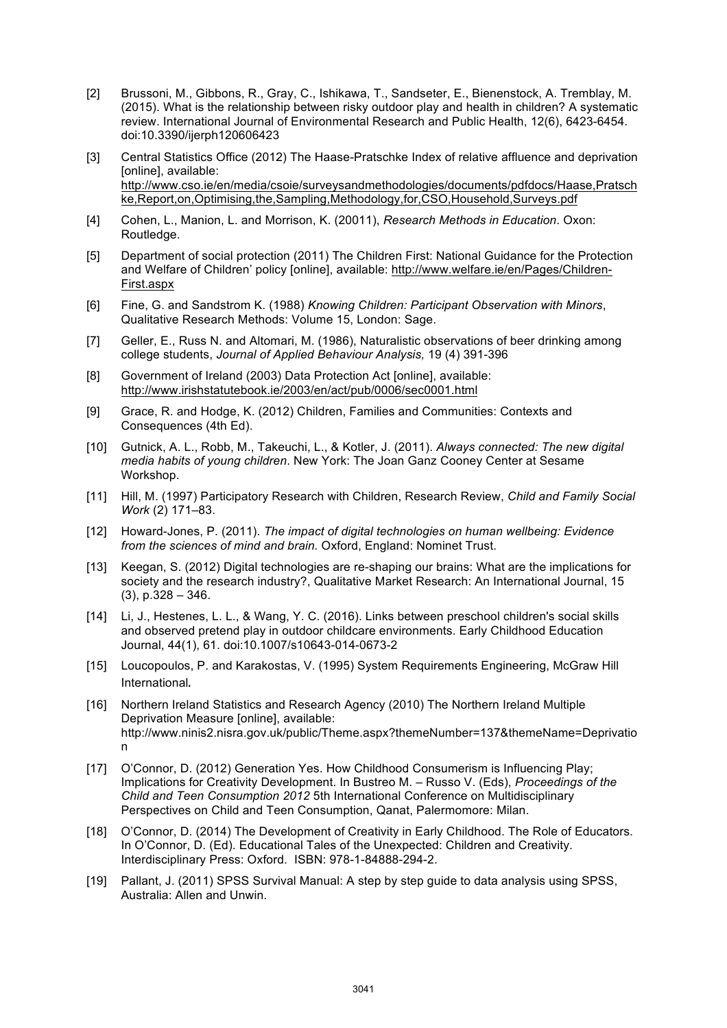[2] Brussoni, M., Gibbons, R., Gray, C., Ishikawa, T., Sandseter, E., Bienenstock, A. Tremblay, M. (2015). What is the relationship between risky outdoor play and health in children? A systematic review. International Journal of Environmental Research and Public Health, 12(6), 6423-6454. doi:10.3390/ijerph120606423

[3] Central Statistics Office (2012) The Haase-Pratschke Index of relative affluence and deprivation [online], available: http://www.cso.ie/en/media/csoie/surveysandmethodologies/documents/pdfdocs/Haase,Pratschke,Report,on,Optimising,the,Sampling,Methodology,for,CSO,Household,Surveys.pdf

[4] Cohen, L., Manion, L. and Morrison, K. (20011), *Research Methods in Education*. Oxon: Routledge.

[5] Department of social protection (2011) The Children First: National Guidance for the Protection and Welfare of Children' policy [online], available: http://www.welfare.ie/en/Pages/Children-First.aspx

[6] Fine, G. and Sandstrom K. (1988) *Knowing Children: Participant Observation with Minors*, Qualitative Research Methods: Volume 15, London: Sage.

[7] Geller, E., Russ N. and Altomari, M. (1986), Naturalistic observations of beer drinking among college students, *Journal of Applied Behaviour Analysis,* 19 (4) 391-396

[8] Government of Ireland (2003) Data Protection Act [online], available: http://www.irishstatutebook.ie/2003/en/act/pub/0006/sec0001.html

[9] Grace, R. and Hodge, K. (2012) Children, Families and Communities: Contexts and Consequences (4th Ed).

[10] Gutnick, A. L., Robb, M., Takeuchi, L., & Kotler, J. (2011). *Always connected: The new digital media habits of young children*. New York: The Joan Ganz Cooney Center at Sesame Workshop.

[11] Hill, M. (1997) Participatory Research with Children, Research Review, *Child and Family Social Work* (2) 171–83.

[12] Howard-Jones, P. (2011). *The impact of digital technologies on human wellbeing: Evidence from the sciences of mind and brain.* Oxford, England: Nominet Trust.

[13] Keegan, S. (2012) Digital technologies are re-shaping our brains: What are the implications for society and the research industry?, Qualitative Market Research: An International Journal, 15 (3), p.328 – 346.

[14] Li, J., Hestenes, L. L., & Wang, Y. C. (2016). Links between preschool children's social skills and observed pretend play in outdoor childcare environments. Early Childhood Education Journal, 44(1), 61. doi:10.1007/s10643-014-0673-2

[15] Loucopoulos, P. and Karakostas, V. (1995) System Requirements Engineering, McGraw Hill International**.**

[16] Northern Ireland Statistics and Research Agency (2010) The Northern Ireland Multiple Deprivation Measure [online], available: http://www.ninis2.nisra.gov.uk/public/Theme.aspx?themeNumber=137&themeName=Deprivation

[17] O'Connor, D. (2012) Generation Yes. How Childhood Consumerism is Influencing Play; Implications for Creativity Development. In Bustreo M. – Russo V. (Eds), *Proceedings of the Child and Teen Consumption 2012* 5th International Conference on Multidisciplinary Perspectives on Child and Teen Consumption, Qanat, Palermomore: Milan.

[18] O'Connor, D. (2014) The Development of Creativity in Early Childhood. The Role of Educators. In O'Connor, D. (Ed). Educational Tales of the Unexpected: Children and Creativity. Interdisciplinary Press: Oxford. ISBN: 978-1-84888-294-2.

[19] Pallant, J. (2011) SPSS Survival Manual: A step by step guide to data analysis using SPSS, Australia: Allen and Unwin.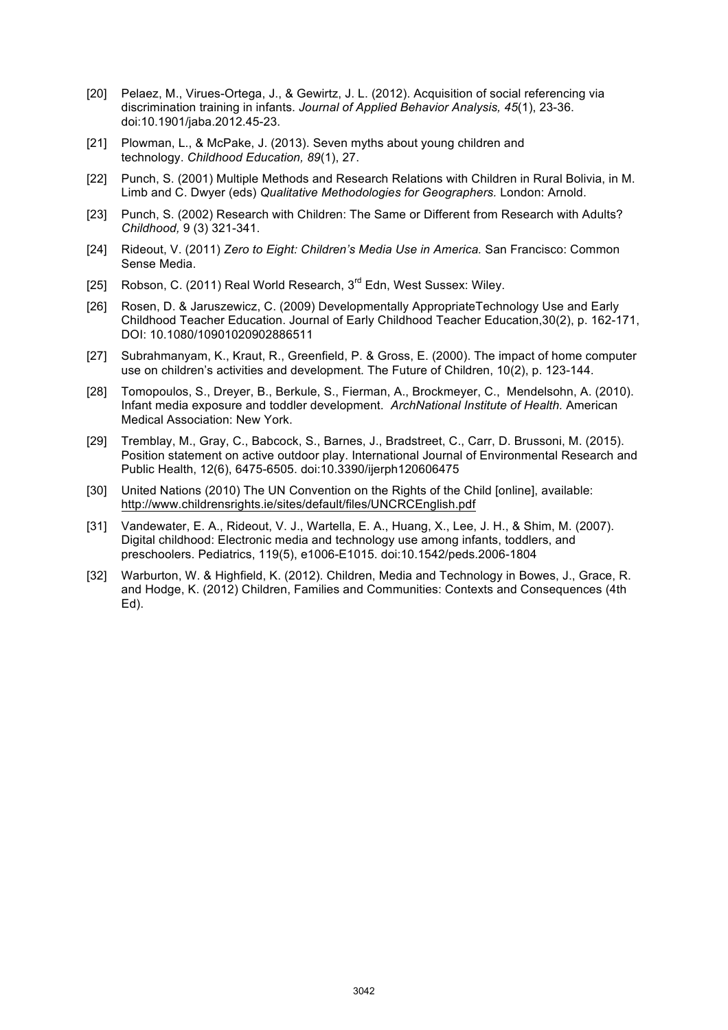[20] Pelaez, M., Virues-Ortega, J., & Gewirtz, J. L. (2012). Acquisition of social referencing via discrimination training in infants. *Journal of Applied Behavior Analysis, 45*(1), 23-36. doi:10.1901/jaba.2012.45-23.

[21] Plowman, L., & McPake, J. (2013). Seven myths about young children and technology. *Childhood Education, 89*(1), 27.

[22] Punch, S. (2001) Multiple Methods and Research Relations with Children in Rural Bolivia, in M. Limb and C. Dwyer (eds) *Qualitative Methodologies for Geographers.* London: Arnold.

[23] Punch, S. (2002) Research with Children: The Same or Different from Research with Adults? *Childhood,* 9 (3) 321-341.

[24] Rideout, V. (2011) *Zero to Eight: Children's Media Use in America.* San Francisco: Common Sense Media.

[25] Robson, C. (2011) Real World Research, 3rd Edn, West Sussex: Wiley.

[26] Rosen, D. & Jaruszewicz, C. (2009) Developmentally AppropriateTechnology Use and Early Childhood Teacher Education. Journal of Early Childhood Teacher Education,30(2), p. 162-171, DOI: 10.1080/10901020902886511

[27] Subrahmanyam, K., Kraut, R., Greenfield, P. & Gross, E. (2000). The impact of home computer use on children's activities and development. The Future of Children, 10(2), p. 123-144.

[28] Tomopoulos, S., Dreyer, B., Berkule, S., Fierman, A., Brockmeyer, C., Mendelsohn, A. (2010). Infant media exposure and toddler development. *ArchNational Institute of Health.* American Medical Association: New York.

[29] Tremblay, M., Gray, C., Babcock, S., Barnes, J., Bradstreet, C., Carr, D. Brussoni, M. (2015). Position statement on active outdoor play. International Journal of Environmental Research and Public Health, 12(6), 6475-6505. doi:10.3390/ijerph120606475

[30] United Nations (2010) The UN Convention on the Rights of the Child [online], available: http://www.childrensrights.ie/sites/default/files/UNCRCEnglish.pdf

[31] Vandewater, E. A., Rideout, V. J., Wartella, E. A., Huang, X., Lee, J. H., & Shim, M. (2007). Digital childhood: Electronic media and technology use among infants, toddlers, and preschoolers. Pediatrics, 119(5), e1006-E1015. doi:10.1542/peds.2006-1804

[32] Warburton, W. & Highfield, K. (2012). Children, Media and Technology in Bowes, J., Grace, R. and Hodge, K. (2012) Children, Families and Communities: Contexts and Consequences (4th Ed).